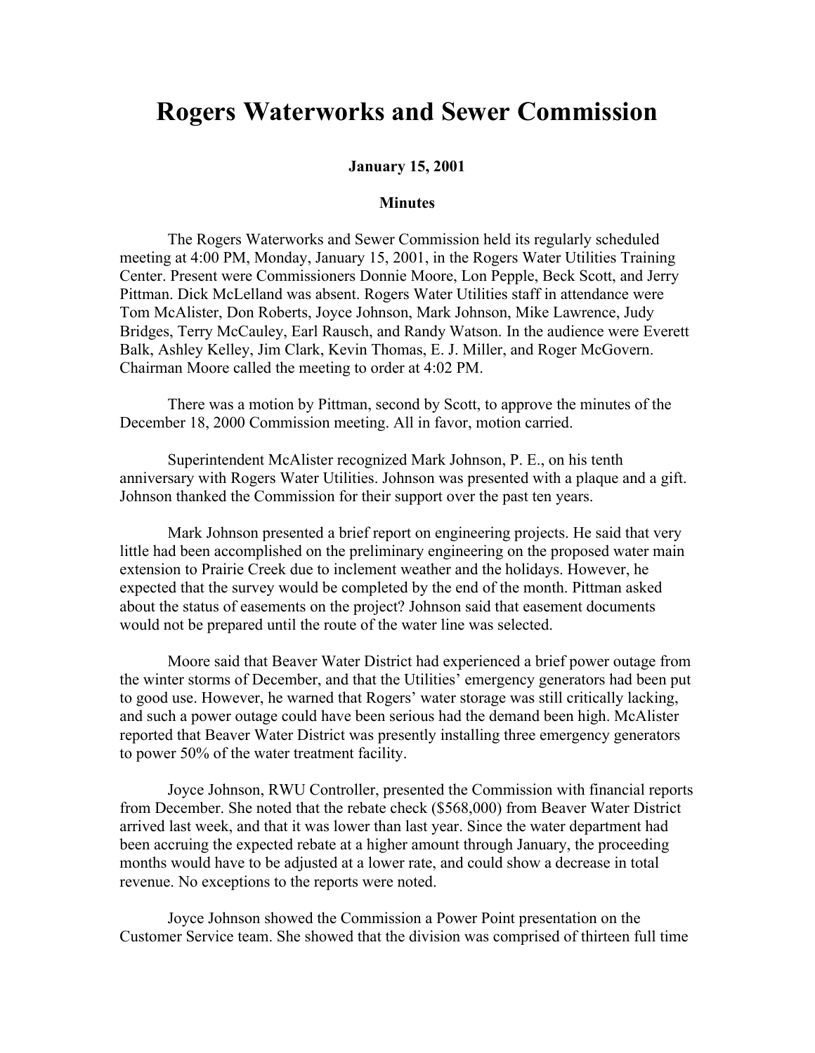# Rogers Waterworks and Sewer Commission

**January 15, 2001**

**Minutes**

The Rogers Waterworks and Sewer Commission held its regularly scheduled meeting at 4:00 PM, Monday, January 15, 2001, in the Rogers Water Utilities Training Center. Present were Commissioners Donnie Moore, Lon Pepple, Beck Scott, and Jerry Pittman. Dick McLelland was absent. Rogers Water Utilities staff in attendance were Tom McAlister, Don Roberts, Joyce Johnson, Mark Johnson, Mike Lawrence, Judy Bridges, Terry McCauley, Earl Rausch, and Randy Watson. In the audience were Everett Balk, Ashley Kelley, Jim Clark, Kevin Thomas, E. J. Miller, and Roger McGovern. Chairman Moore called the meeting to order at 4:02 PM.

There was a motion by Pittman, second by Scott, to approve the minutes of the December 18, 2000 Commission meeting. All in favor, motion carried.

Superintendent McAlister recognized Mark Johnson, P. E., on his tenth anniversary with Rogers Water Utilities. Johnson was presented with a plaque and a gift. Johnson thanked the Commission for their support over the past ten years.

Mark Johnson presented a brief report on engineering projects. He said that very little had been accomplished on the preliminary engineering on the proposed water main extension to Prairie Creek due to inclement weather and the holidays. However, he expected that the survey would be completed by the end of the month. Pittman asked about the status of easements on the project? Johnson said that easement documents would not be prepared until the route of the water line was selected.

Moore said that Beaver Water District had experienced a brief power outage from the winter storms of December, and that the Utilities' emergency generators had been put to good use. However, he warned that Rogers' water storage was still critically lacking, and such a power outage could have been serious had the demand been high. McAlister reported that Beaver Water District was presently installing three emergency generators to power 50% of the water treatment facility.

Joyce Johnson, RWU Controller, presented the Commission with financial reports from December. She noted that the rebate check ($568,000) from Beaver Water District arrived last week, and that it was lower than last year. Since the water department had been accruing the expected rebate at a higher amount through January, the proceeding months would have to be adjusted at a lower rate, and could show a decrease in total revenue. No exceptions to the reports were noted.

Joyce Johnson showed the Commission a Power Point presentation on the Customer Service team. She showed that the division was comprised of thirteen full time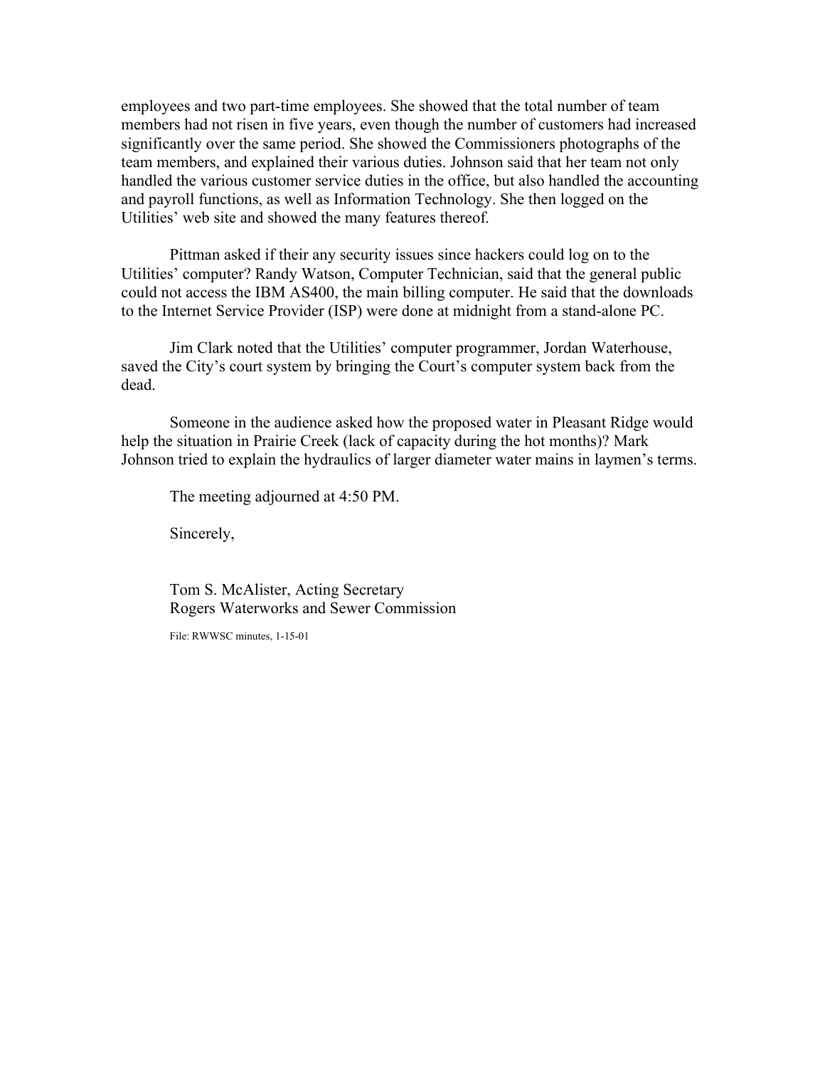employees and two part-time employees. She showed that the total number of team members had not risen in five years, even though the number of customers had increased significantly over the same period. She showed the Commissioners photographs of the team members, and explained their various duties. Johnson said that her team not only handled the various customer service duties in the office, but also handled the accounting and payroll functions, as well as Information Technology. She then logged on the Utilities' web site and showed the many features thereof.

Pittman asked if their any security issues since hackers could log on to the Utilities' computer? Randy Watson, Computer Technician, said that the general public could not access the IBM AS400, the main billing computer. He said that the downloads to the Internet Service Provider (ISP) were done at midnight from a stand-alone PC.

Jim Clark noted that the Utilities' computer programmer, Jordan Waterhouse, saved the City's court system by bringing the Court's computer system back from the dead.

Someone in the audience asked how the proposed water in Pleasant Ridge would help the situation in Prairie Creek (lack of capacity during the hot months)? Mark Johnson tried to explain the hydraulics of larger diameter water mains in laymen's terms.

The meeting adjourned at 4:50 PM.

Sincerely,

Tom S. McAlister, Acting Secretary
Rogers Waterworks and Sewer Commission

File: RWWSC minutes, 1-15-01